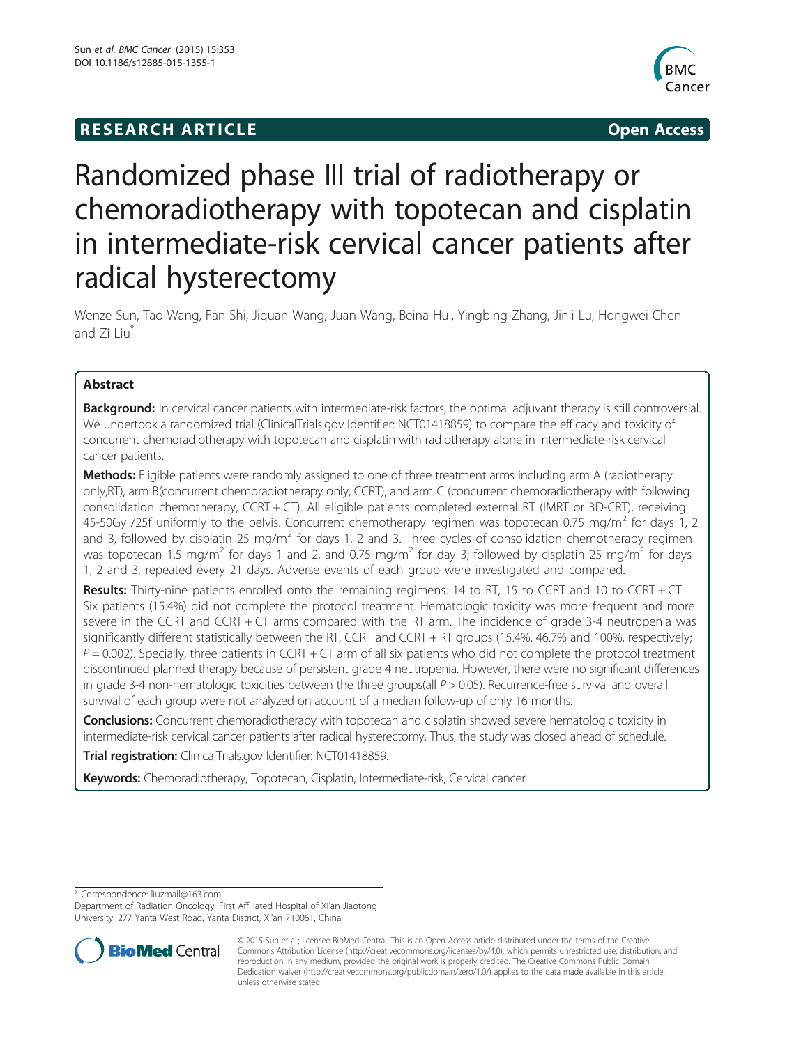RESEARCH ARTICLE

Open Access

# Randomized phase III trial of radiotherapy or chemoradiotherapy with topotecan and cisplatin in intermediate-risk cervical cancer patients after radical hysterectomy

Wenze Sun, Tao Wang, Fan Shi, Jiquan Wang, Juan Wang, Beina Hui, Yingbing Zhang, Jinli Lu, Hongwei Chen and Zi Liu*

## Abstract

**Background:** In cervical cancer patients with intermediate-risk factors, the optimal adjuvant therapy is still controversial. We undertook a randomized trial (ClinicalTrials.gov Identifier: NCT01418859) to compare the efficacy and toxicity of concurrent chemoradiotherapy with topotecan and cisplatin with radiotherapy alone in intermediate-risk cervical cancer patients.

**Methods:** Eligible patients were randomly assigned to one of three treatment arms including arm A (radiotherapy only,RT), arm B(concurrent chemoradiotherapy only, CCRT), and arm C (concurrent chemoradiotherapy with following consolidation chemotherapy, CCRT + CT). All eligible patients completed external RT (IMRT or 3D-CRT), receiving 45-50Gy /25f uniformly to the pelvis. Concurrent chemotherapy regimen was topotecan 0.75 mg/m$^2$ for days 1, 2 and 3, followed by cisplatin 25 mg/m$^2$ for days 1, 2 and 3. Three cycles of consolidation chemotherapy regimen was topotecan 1.5 mg/m$^2$ for days 1 and 2, and 0.75 mg/m$^2$ for day 3; followed by cisplatin 25 mg/m$^2$ for days 1, 2 and 3, repeated every 21 days. Adverse events of each group were investigated and compared.

**Results:** Thirty-nine patients enrolled onto the remaining regimens: 14 to RT, 15 to CCRT and 10 to CCRT + CT. Six patients (15.4%) did not complete the protocol treatment. Hematologic toxicity was more frequent and more severe in the CCRT and CCRT + CT arms compared with the RT arm. The incidence of grade 3-4 neutropenia was significantly different statistically between the RT, CCRT and CCRT + RT groups (15.4%, 46.7% and 100%, respectively; $P = 0.002$). Specially, three patients in CCRT + CT arm of all six patients who did not complete the protocol treatment discontinued planned therapy because of persistent grade 4 neutropenia. However, there were no significant differences in grade 3-4 non-hematologic toxicities between the three groups(all $P > 0.05$). Recurrence-free survival and overall survival of each group were not analyzed on account of a median follow-up of only 16 months.

**Conclusions:** Concurrent chemoradiotherapy with topotecan and cisplatin showed severe hematologic toxicity in intermediate-risk cervical cancer patients after radical hysterectomy. Thus, the study was closed ahead of schedule.

**Trial registration:** ClinicalTrials.gov Identifier: NCT01418859.

**Keywords:** Chemoradiotherapy, Topotecan, Cisplatin, Intermediate-risk, Cervical cancer

\* Correspondence: liuzmail@163.com
Department of Radiation Oncology, First Affiliated Hospital of Xi'an Jiaotong University, 277 Yanta West Road, Yanta District, Xi'an 710061, China

© 2015 Sun et al.; licensee BioMed Central. This is an Open Access article distributed under the terms of the Creative Commons Attribution License (http://creativecommons.org/licenses/by/4.0), which permits unrestricted use, distribution, and reproduction in any medium, provided the original work is properly credited. The Creative Commons Public Domain Dedication waiver (http://creativecommons.org/publicdomain/zero/1.0/) applies to the data made available in this article, unless otherwise stated.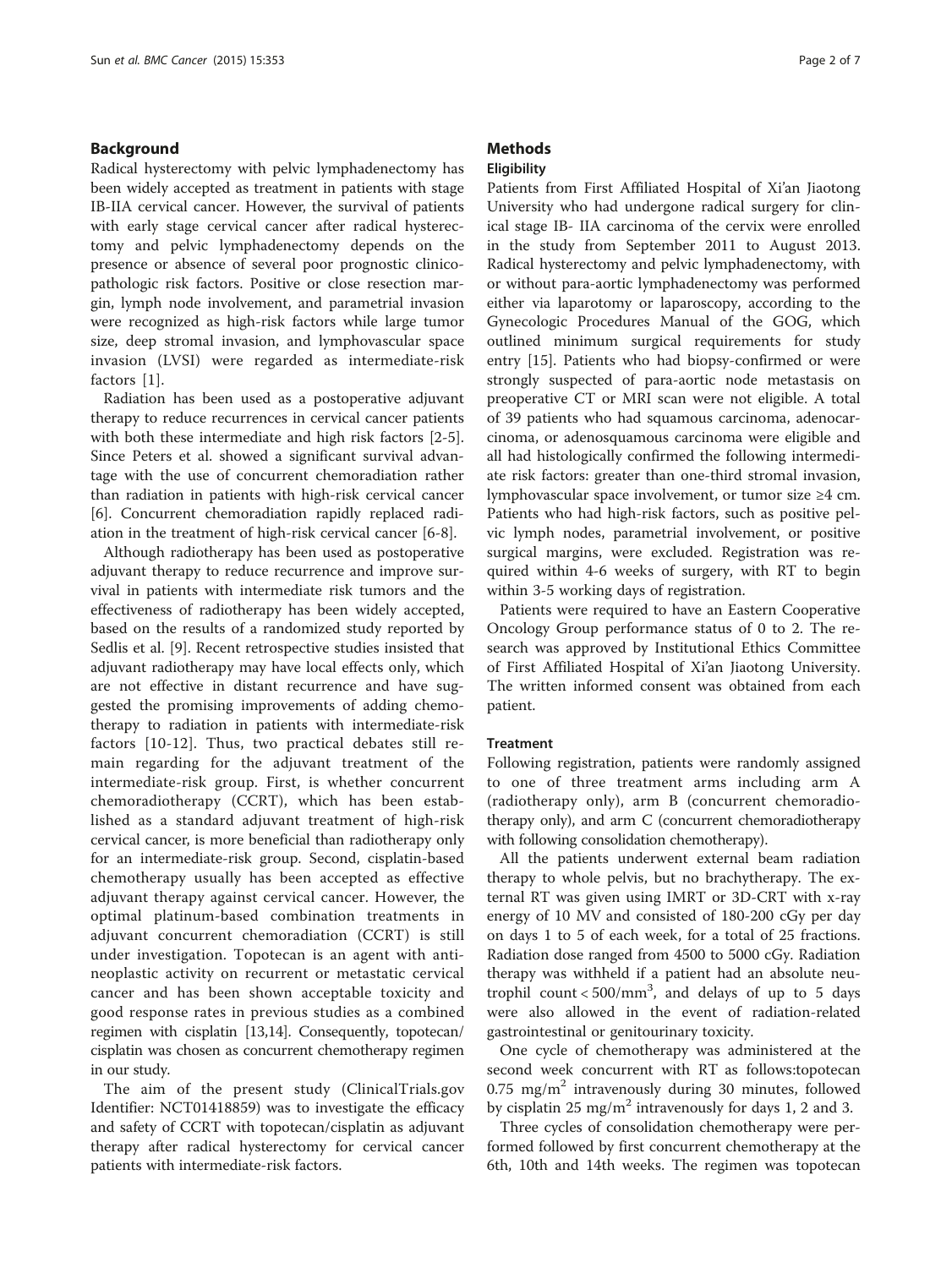## Background

Radical hysterectomy with pelvic lymphadenectomy has been widely accepted as treatment in patients with stage IB-IIA cervical cancer. However, the survival of patients with early stage cervical cancer after radical hysterectomy and pelvic lymphadenectomy depends on the presence or absence of several poor prognostic clinicopathologic risk factors. Positive or close resection margin, lymph node involvement, and parametrial invasion were recognized as high-risk factors while large tumor size, deep stromal invasion, and lymphovascular space invasion (LVSI) were regarded as intermediate-risk factors [1].

Radiation has been used as a postoperative adjuvant therapy to reduce recurrences in cervical cancer patients with both these intermediate and high risk factors [2-5]. Since Peters et al. showed a significant survival advantage with the use of concurrent chemoradiation rather than radiation in patients with high-risk cervical cancer [6]. Concurrent chemoradiation rapidly replaced radiation in the treatment of high-risk cervical cancer [6-8].

Although radiotherapy has been used as postoperative adjuvant therapy to reduce recurrence and improve survival in patients with intermediate risk tumors and the effectiveness of radiotherapy has been widely accepted, based on the results of a randomized study reported by Sedlis et al. [9]. Recent retrospective studies insisted that adjuvant radiotherapy may have local effects only, which are not effective in distant recurrence and have suggested the promising improvements of adding chemotherapy to radiation in patients with intermediate-risk factors [10-12]. Thus, two practical debates still remain regarding for the adjuvant treatment of the intermediate-risk group. First, is whether concurrent chemoradiotherapy (CCRT), which has been established as a standard adjuvant treatment of high-risk cervical cancer, is more beneficial than radiotherapy only for an intermediate-risk group. Second, cisplatin-based chemotherapy usually has been accepted as effective adjuvant therapy against cervical cancer. However, the optimal platinum-based combination treatments in adjuvant concurrent chemoradiation (CCRT) is still under investigation. Topotecan is an agent with antineoplastic activity on recurrent or metastatic cervical cancer and has been shown acceptable toxicity and good response rates in previous studies as a combined regimen with cisplatin [13,14]. Consequently, topotecan/cisplatin was chosen as concurrent chemotherapy regimen in our study.

The aim of the present study (ClinicalTrials.gov Identifier: NCT01418859) was to investigate the efficacy and safety of CCRT with topotecan/cisplatin as adjuvant therapy after radical hysterectomy for cervical cancer patients with intermediate-risk factors.

## Methods

### Eligibility

Patients from First Affiliated Hospital of Xi'an Jiaotong University who had undergone radical surgery for clinical stage IB- IIA carcinoma of the cervix were enrolled in the study from September 2011 to August 2013. Radical hysterectomy and pelvic lymphadenectomy, with or without para-aortic lymphadenectomy was performed either via laparotomy or laparoscopy, according to the Gynecologic Procedures Manual of the GOG, which outlined minimum surgical requirements for study entry [15]. Patients who had biopsy-confirmed or were strongly suspected of para-aortic node metastasis on preoperative CT or MRI scan were not eligible. A total of 39 patients who had squamous carcinoma, adenocarcinoma, or adenosquamous carcinoma were eligible and all had histologically confirmed the following intermediate risk factors: greater than one-third stromal invasion, lymphovascular space involvement, or tumor size ≥4 cm. Patients who had high-risk factors, such as positive pelvic lymph nodes, parametrial involvement, or positive surgical margins, were excluded. Registration was required within 4-6 weeks of surgery, with RT to begin within 3-5 working days of registration.

Patients were required to have an Eastern Cooperative Oncology Group performance status of 0 to 2. The research was approved by Institutional Ethics Committee of First Affiliated Hospital of Xi'an Jiaotong University. The written informed consent was obtained from each patient.

### Treatment

Following registration, patients were randomly assigned to one of three treatment arms including arm A (radiotherapy only), arm B (concurrent chemoradiotherapy only), and arm C (concurrent chemoradiotherapy with following consolidation chemotherapy).

All the patients underwent external beam radiation therapy to whole pelvis, but no brachytherapy. The external RT was given using IMRT or 3D-CRT with x-ray energy of 10 MV and consisted of 180-200 cGy per day on days 1 to 5 of each week, for a total of 25 fractions. Radiation dose ranged from 4500 to 5000 cGy. Radiation therapy was withheld if a patient had an absolute neutrophil count < 500/mm$^3$, and delays of up to 5 days were also allowed in the event of radiation-related gastrointestinal or genitourinary toxicity.

One cycle of chemotherapy was administered at the second week concurrent with RT as follows:topotecan 0.75 mg/m$^2$ intravenously during 30 minutes, followed by cisplatin 25 mg/m$^2$ intravenously for days 1, 2 and 3.

Three cycles of consolidation chemotherapy were performed followed by first concurrent chemotherapy at the 6th, 10th and 14th weeks. The regimen was topotecan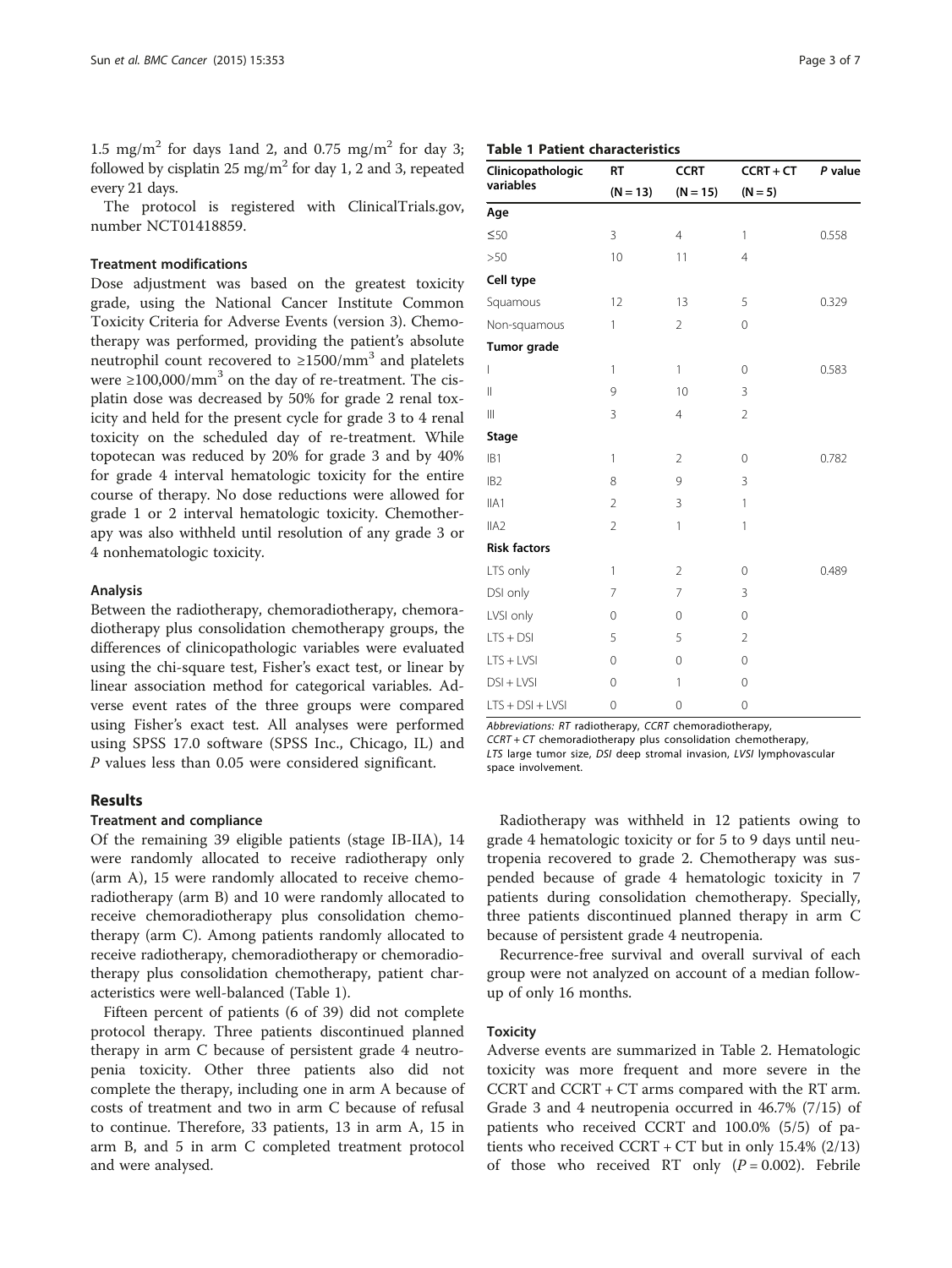1.5 mg/m$^2$ for days 1and 2, and 0.75 mg/m$^2$ for day 3; followed by cisplatin 25 mg/m$^2$ for day 1, 2 and 3, repeated every 21 days.

The protocol is registered with ClinicalTrials.gov, number NCT01418859.

### Treatment modifications

Dose adjustment was based on the greatest toxicity grade, using the National Cancer Institute Common Toxicity Criteria for Adverse Events (version 3). Chemotherapy was performed, providing the patient's absolute neutrophil count recovered to ≥1500/mm$^3$ and platelets were ≥100,000/mm$^3$ on the day of re-treatment. The cisplatin dose was decreased by 50% for grade 2 renal toxicity and held for the present cycle for grade 3 to 4 renal toxicity on the scheduled day of re-treatment. While topotecan was reduced by 20% for grade 3 and by 40% for grade 4 interval hematologic toxicity for the entire course of therapy. No dose reductions were allowed for grade 1 or 2 interval hematologic toxicity. Chemotherapy was also withheld until resolution of any grade 3 or 4 nonhematologic toxicity.

### Analysis

Between the radiotherapy, chemoradiotherapy, chemoradiotherapy plus consolidation chemotherapy groups, the differences of clinicopathologic variables were evaluated using the chi-square test, Fisher's exact test, or linear by linear association method for categorical variables. Adverse event rates of the three groups were compared using Fisher's exact test. All analyses were performed using SPSS 17.0 software (SPSS Inc., Chicago, IL) and *P* values less than 0.05 were considered significant.

## Results

### Treatment and compliance

Of the remaining 39 eligible patients (stage IB-IIA), 14 were randomly allocated to receive radiotherapy only (arm A), 15 were randomly allocated to receive chemoradiotherapy (arm B) and 10 were randomly allocated to receive chemoradiotherapy plus consolidation chemotherapy (arm C). Among patients randomly allocated to receive radiotherapy, chemoradiotherapy or chemoradiotherapy plus consolidation chemotherapy, patient characteristics were well-balanced (Table 1).

Fifteen percent of patients (6 of 39) did not complete protocol therapy. Three patients discontinued planned therapy in arm C because of persistent grade 4 neutropenia toxicity. Other three patients also did not complete the therapy, including one in arm A because of costs of treatment and two in arm C because of refusal to continue. Therefore, 33 patients, 13 in arm A, 15 in arm B, and 5 in arm C completed treatment protocol and were analysed.

**Table 1 Patient characteristics**

| Clinicopathologic variables | RT (N = 13) | CCRT (N = 15) | CCRT + CT (N = 5) | *P* value |
|---|---|---|---|---|
| **Age** | | | | |
| ≤50 | 3 | 4 | 1 | 0.558 |
| >50 | 10 | 11 | 4 | |
| **Cell type** | | | | |
| Squamous | 12 | 13 | 5 | 0.329 |
| Non-squamous | 1 | 2 | 0 | |
| **Tumor grade** | | | | |
| I | 1 | 1 | 0 | 0.583 |
| II | 9 | 10 | 3 | |
| III | 3 | 4 | 2 | |
| **Stage** | | | | |
| IB1 | 1 | 2 | 0 | 0.782 |
| IB2 | 8 | 9 | 3 | |
| IIA1 | 2 | 3 | 1 | |
| IIA2 | 2 | 1 | 1 | |
| **Risk factors** | | | | |
| LTS only | 1 | 2 | 0 | 0.489 |
| DSI only | 7 | 7 | 3 | |
| LVSI only | 0 | 0 | 0 | |
| LTS + DSI | 5 | 5 | 2 | |
| LTS + LVSI | 0 | 0 | 0 | |
| DSI + LVSI | 0 | 1 | 0 | |
| LTS + DSI + LVSI | 0 | 0 | 0 | |

*Abbreviations: RT* radiotherapy, *CCRT* chemoradiotherapy, *CCRT + CT* chemoradiotherapy plus consolidation chemotherapy, *LTS* large tumor size, *DSI* deep stromal invasion, *LVSI* lymphovascular space involvement.

Radiotherapy was withheld in 12 patients owing to grade 4 hematologic toxicity or for 5 to 9 days until neutropenia recovered to grade 2. Chemotherapy was suspended because of grade 4 hematologic toxicity in 7 patients during consolidation chemotherapy. Specially, three patients discontinued planned therapy in arm C because of persistent grade 4 neutropenia.

Recurrence-free survival and overall survival of each group were not analyzed on account of a median follow-up of only 16 months.

### Toxicity

Adverse events are summarized in Table 2. Hematologic toxicity was more frequent and more severe in the CCRT and CCRT + CT arms compared with the RT arm. Grade 3 and 4 neutropenia occurred in 46.7% (7/15) of patients who received CCRT and 100.0% (5/5) of patients who received CCRT + CT but in only 15.4% (2/13) of those who received RT only ($P = 0.002$). Febrile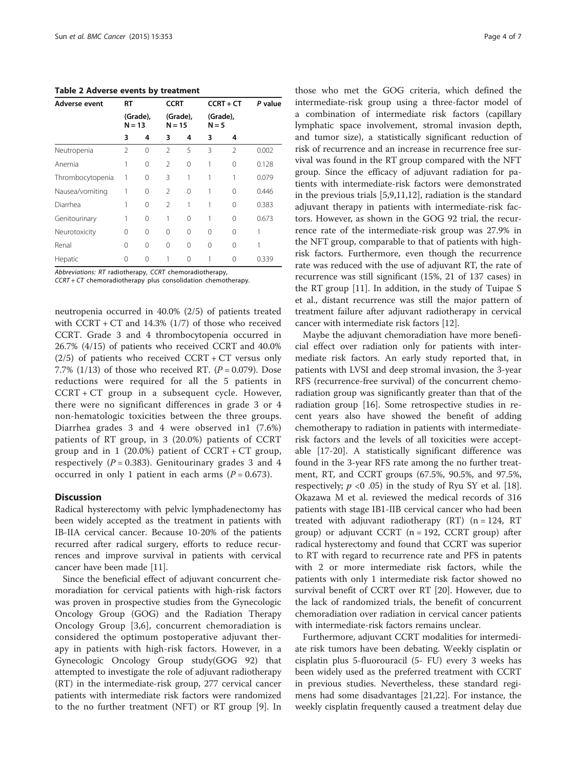**Table 2 Adverse events by treatment**

| Adverse event | RT (Grade), N = 13 | | CCRT (Grade), N = 15 | | CCRT + CT (Grade), N = 5 | | *P* value |
|---|---|---|---|---|---|---|---|
| | 3 | 4 | 3 | 4 | 3 | 4 | |
| Neutropenia | 2 | 0 | 2 | 5 | 3 | 2 | 0.002 |
| Anemia | 1 | 0 | 2 | 0 | 1 | 0 | 0.128 |
| Thrombocytopenia | 1 | 0 | 3 | 1 | 1 | 1 | 0.079 |
| Nausea/vomiting | 1 | 0 | 2 | 0 | 1 | 0 | 0.446 |
| Diarrhea | 1 | 0 | 2 | 1 | 1 | 0 | 0.383 |
| Genitourinary | 1 | 0 | 1 | 0 | 1 | 0 | 0.673 |
| Neurotoxicity | 0 | 0 | 0 | 0 | 0 | 0 | 1 |
| Renal | 0 | 0 | 0 | 0 | 0 | 0 | 1 |
| Hepatic | 0 | 0 | 1 | 0 | 1 | 0 | 0.339 |

*Abbreviations: RT* radiotherapy, *CCRT* chemoradiotherapy, *CCRT + CT* chemoradiotherapy plus consolidation chemotherapy.

neutropenia occurred in 40.0% (2/5) of patients treated with CCRT + CT and 14.3% (1/7) of those who received CCRT. Grade 3 and 4 thrombocytopenia occurred in 26.7% (4/15) of patients who received CCRT and 40.0% (2/5) of patients who received CCRT + CT versus only 7.7% (1/13) of those who received RT. ($P = 0.079$). Dose reductions were required for all the 5 patients in CCRT + CT group in a subsequent cycle. However, there were no significant differences in grade 3 or 4 non-hematologic toxicities between the three groups. Diarrhea grades 3 and 4 were observed in1 (7.6%) patients of RT group, in 3 (20.0%) patients of CCRT group and in 1 (20.0%) patient of CCRT + CT group, respectively ($P = 0.383$). Genitourinary grades 3 and 4 occurred in only 1 patient in each arms ($P = 0.673$).

## Discussion

Radical hysterectomy with pelvic lymphadenectomy has been widely accepted as the treatment in patients with IB-IIA cervical cancer. Because 10-20% of the patients recurred after radical surgery, efforts to reduce recurrences and improve survival in patients with cervical cancer have been made [11].

Since the beneficial effect of adjuvant concurrent chemoradiation for cervical patients with high-risk factors was proven in prospective studies from the Gynecologic Oncology Group (GOG) and the Radiation Therapy Oncology Group [3,6], concurrent chemoradiation is considered the optimum postoperative adjuvant therapy in patients with high-risk factors. However, in a Gynecologic Oncology Group study(GOG 92) that attempted to investigate the role of adjuvant radiotherapy (RT) in the intermediate-risk group, 277 cervical cancer patients with intermediate risk factors were randomized to the no further treatment (NFT) or RT group [9]. In those who met the GOG criteria, which defined the intermediate-risk group using a three-factor model of a combination of intermediate risk factors (capillary lymphatic space involvement, stromal invasion depth, and tumor size), a statistically significant reduction of risk of recurrence and an increase in recurrence free survival was found in the RT group compared with the NFT group. Since the efficacy of adjuvant radiation for patients with intermediate-risk factors were demonstrated in the previous trials [5,9,11,12], radiation is the standard adjuvant therapy in patients with intermediate-risk factors. However, as shown in the GOG 92 trial, the recurrence rate of the intermediate-risk group was 27.9% in the NFT group, comparable to that of patients with high-risk factors. Furthermore, even though the recurrence rate was reduced with the use of adjuvant RT, the rate of recurrence was still significant (15%, 21 of 137 cases) in the RT group [11]. In addition, in the study of Tuipae S et al., distant recurrence was still the major pattern of treatment failure after adjuvant radiotherapy in cervical cancer with intermediate risk factors [12].

Maybe the adjuvant chemoradiation have more beneficial effect over radiation only for patients with intermediate risk factors. An early study reported that, in patients with LVSI and deep stromal invasion, the 3-year RFS (recurrence-free survival) of the concurrent chemoradiation group was significantly greater than that of the radiation group [16]. Some retrospective studies in recent years also have showed the benefit of adding chemotherapy to radiation in patients with intermediate-risk factors and the levels of all toxicities were acceptable [17-20]. A statistically significant difference was found in the 3-year RFS rate among the no further treatment, RT, and CCRT groups (67.5%, 90.5%, and 97.5%, respectively; $p < 0.05$) in the study of Ryu SY et al. [18]. Okazawa M et al. reviewed the medical records of 316 patients with stage IB1-IIB cervical cancer who had been treated with adjuvant radiotherapy (RT) (n = 124, RT group) or adjuvant CCRT (n = 192, CCRT group) after radical hysterectomy and found that CCRT was superior to RT with regard to recurrence rate and PFS in patents with 2 or more intermediate risk factors, while the patients with only 1 intermediate risk factor showed no survival benefit of CCRT over RT [20]. However, due to the lack of randomized trials, the benefit of concurrent chemoradiation over radiation in cervical cancer patients with intermediate-risk factors remains unclear.

Furthermore, adjuvant CCRT modalities for intermediate risk tumors have been debating. Weekly cisplatin or cisplatin plus 5-fluorouracil (5- FU) every 3 weeks has been widely used as the preferred treatment with CCRT in previous studies. Nevertheless, these standard regimens had some disadvantages [21,22]. For instance, the weekly cisplatin frequently caused a treatment delay due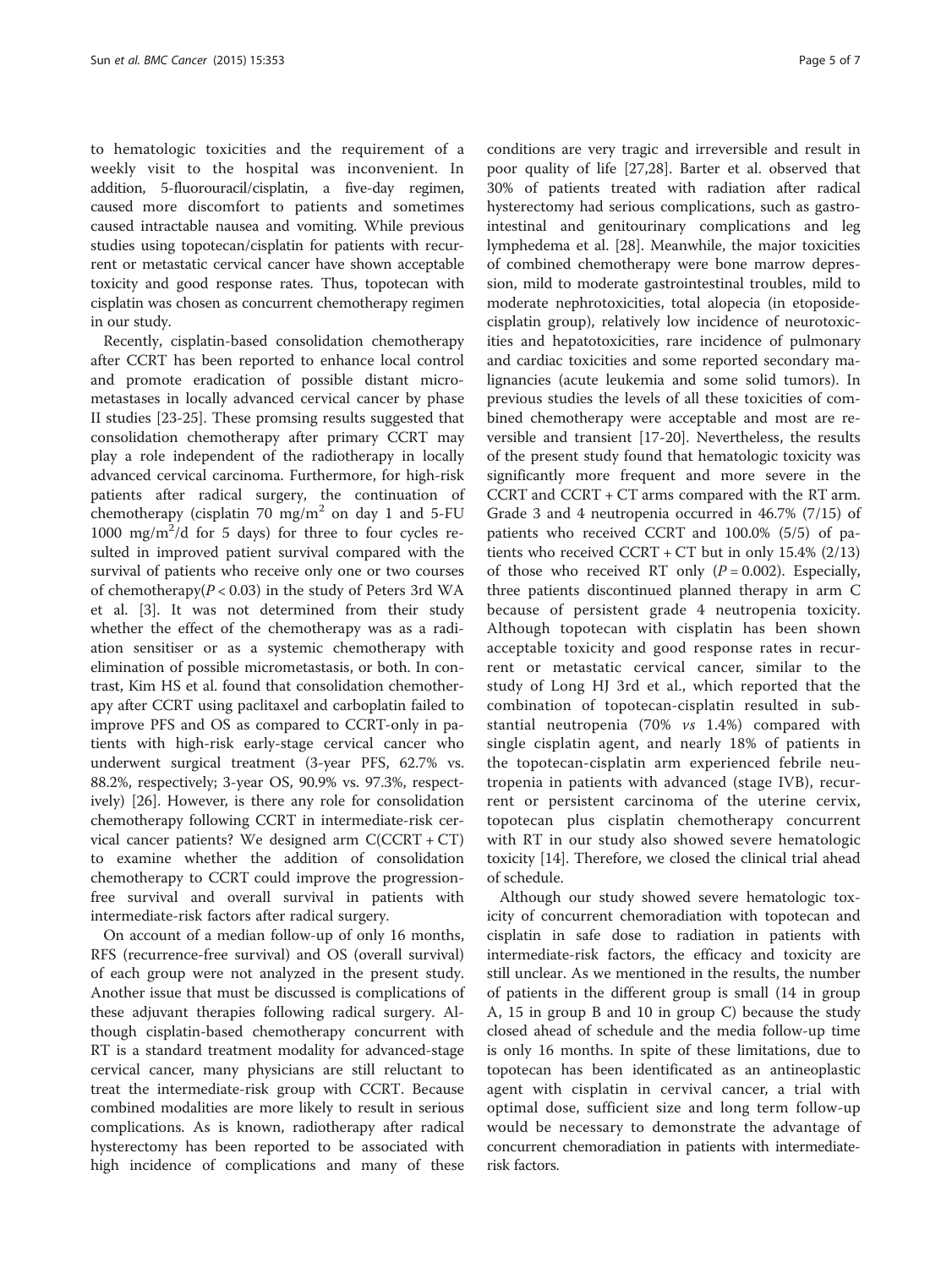to hematologic toxicities and the requirement of a weekly visit to the hospital was inconvenient. In addition, 5-fluorouracil/cisplatin, a five-day regimen, caused more discomfort to patients and sometimes caused intractable nausea and vomiting. While previous studies using topotecan/cisplatin for patients with recurrent or metastatic cervical cancer have shown acceptable toxicity and good response rates. Thus, topotecan with cisplatin was chosen as concurrent chemotherapy regimen in our study.

Recently, cisplatin-based consolidation chemotherapy after CCRT has been reported to enhance local control and promote eradication of possible distant micrometastases in locally advanced cervical cancer by phase II studies [23-25]. These promsing results suggested that consolidation chemotherapy after primary CCRT may play a role independent of the radiotherapy in locally advanced cervical carcinoma. Furthermore, for high-risk patients after radical surgery, the continuation of chemotherapy (cisplatin 70 mg/m$^2$ on day 1 and 5-FU 1000 mg/m$^2$/d for 5 days) for three to four cycles resulted in improved patient survival compared with the survival of patients who receive only one or two courses of chemotherapy($P < 0.03$) in the study of Peters 3rd WA et al. [3]. It was not determined from their study whether the effect of the chemotherapy was as a radiation sensitiser or as a systemic chemotherapy with elimination of possible micrometastasis, or both. In contrast, Kim HS et al. found that consolidation chemotherapy after CCRT using paclitaxel and carboplatin failed to improve PFS and OS as compared to CCRT-only in patients with high-risk early-stage cervical cancer who underwent surgical treatment (3-year PFS, 62.7% vs. 88.2%, respectively; 3-year OS, 90.9% vs. 97.3%, respectively) [26]. However, is there any role for consolidation chemotherapy following CCRT in intermediate-risk cervical cancer patients? We designed arm C(CCRT + CT) to examine whether the addition of consolidation chemotherapy to CCRT could improve the progression-free survival and overall survival in patients with intermediate-risk factors after radical surgery.

On account of a median follow-up of only 16 months, RFS (recurrence-free survival) and OS (overall survival) of each group were not analyzed in the present study. Another issue that must be discussed is complications of these adjuvant therapies following radical surgery. Although cisplatin-based chemotherapy concurrent with RT is a standard treatment modality for advanced-stage cervical cancer, many physicians are still reluctant to treat the intermediate-risk group with CCRT. Because combined modalities are more likely to result in serious complications. As is known, radiotherapy after radical hysterectomy has been reported to be associated with high incidence of complications and many of these conditions are very tragic and irreversible and result in poor quality of life [27,28]. Barter et al. observed that 30% of patients treated with radiation after radical hysterectomy had serious complications, such as gastrointestinal and genitourinary complications and leg lymphedema et al. [28]. Meanwhile, the major toxicities of combined chemotherapy were bone marrow depression, mild to moderate gastrointestinal troubles, mild to moderate nephrotoxicities, total alopecia (in etoposide-cisplatin group), relatively low incidence of neurotoxicities and hepatotoxicities, rare incidence of pulmonary and cardiac toxicities and some reported secondary malignancies (acute leukemia and some solid tumors). In previous studies the levels of all these toxicities of combined chemotherapy were acceptable and most are reversible and transient [17-20]. Nevertheless, the results of the present study found that hematologic toxicity was significantly more frequent and more severe in the CCRT and CCRT + CT arms compared with the RT arm. Grade 3 and 4 neutropenia occurred in 46.7% (7/15) of patients who received CCRT and 100.0% (5/5) of patients who received CCRT + CT but in only 15.4% (2/13) of those who received RT only ($P = 0.002$). Especially, three patients discontinued planned therapy in arm C because of persistent grade 4 neutropenia toxicity. Although topotecan with cisplatin has been shown acceptable toxicity and good response rates in recurrent or metastatic cervical cancer, similar to the study of Long HJ 3rd et al., which reported that the combination of topotecan-cisplatin resulted in substantial neutropenia (70% *vs* 1.4%) compared with single cisplatin agent, and nearly 18% of patients in the topotecan-cisplatin arm experienced febrile neutropenia in patients with advanced (stage IVB), recurrent or persistent carcinoma of the uterine cervix, topotecan plus cisplatin chemotherapy concurrent with RT in our study also showed severe hematologic toxicity [14]. Therefore, we closed the clinical trial ahead of schedule.

Although our study showed severe hematologic toxicity of concurrent chemoradiation with topotecan and cisplatin in safe dose to radiation in patients with intermediate-risk factors, the efficacy and toxicity are still unclear. As we mentioned in the results, the number of patients in the different group is small (14 in group A, 15 in group B and 10 in group C) because the study closed ahead of schedule and the media follow-up time is only 16 months. In spite of these limitations, due to topotecan has been identificated as an antineoplastic agent with cisplatin in cervival cancer, a trial with optimal dose, sufficient size and long term follow-up would be necessary to demonstrate the advantage of concurrent chemoradiation in patients with intermediate-risk factors.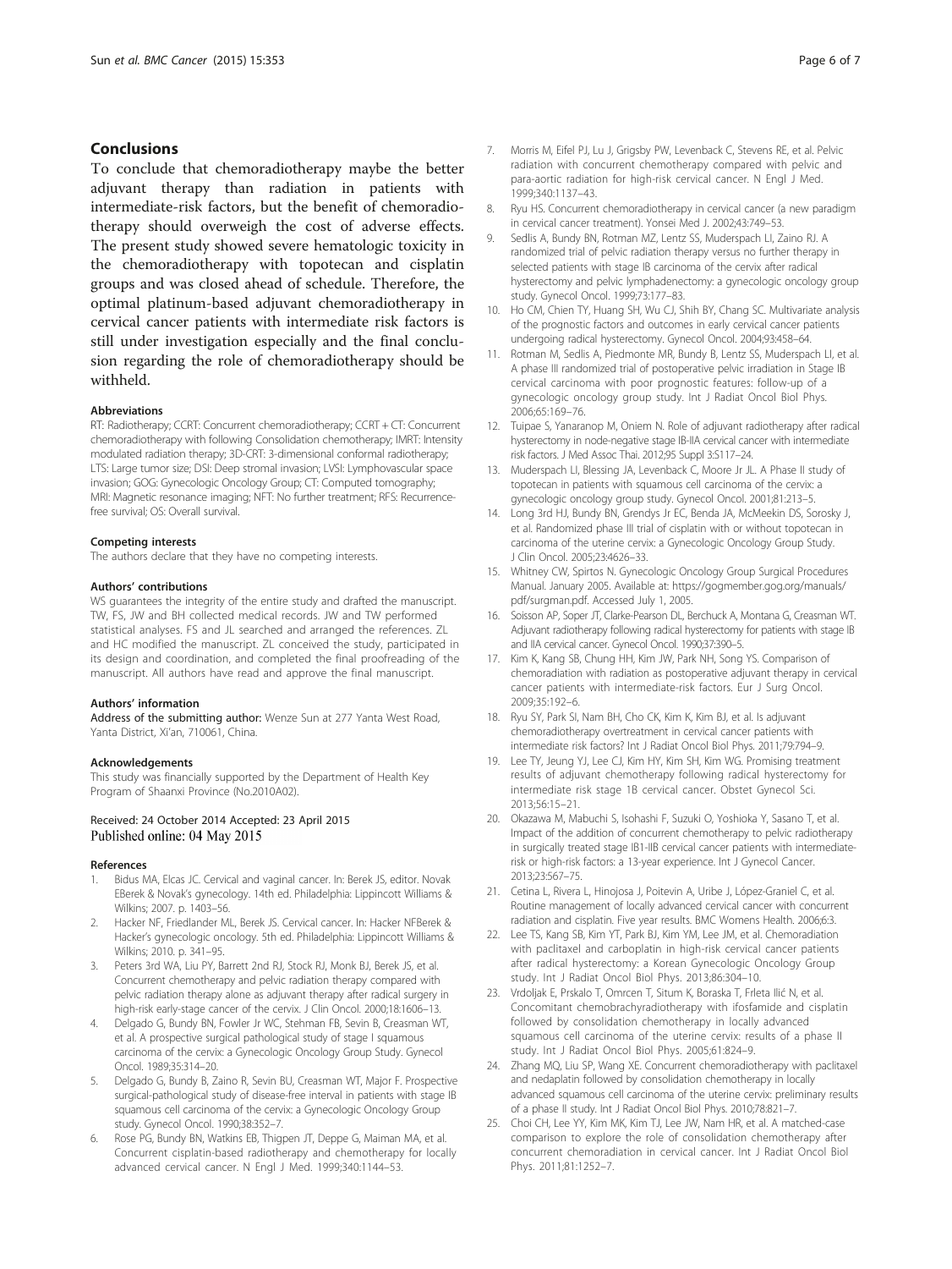## Conclusions

To conclude that chemoradiotherapy maybe the better adjuvant therapy than radiation in patients with intermediate-risk factors, but the benefit of chemoradiotherapy should overweigh the cost of adverse effects. The present study showed severe hematologic toxicity in the chemoradiotherapy with topotecan and cisplatin groups and was closed ahead of schedule. Therefore, the optimal platinum-based adjuvant chemoradiotherapy in cervical cancer patients with intermediate risk factors is still under investigation especially and the final conclusion regarding the role of chemoradiotherapy should be withheld.

#### Abbreviations

RT: Radiotherapy; CCRT: Concurrent chemoradiotherapy; CCRT + CT: Concurrent chemoradiotherapy with following Consolidation chemotherapy; IMRT: Intensity modulated radiation therapy; 3D-CRT: 3-dimensional conformal radiotherapy; LTS: Large tumor size; DSI: Deep stromal invasion; LVSI: Lymphovascular space invasion; GOG: Gynecologic Oncology Group; CT: Computed tomography; MRI: Magnetic resonance imaging; NFT: No further treatment; RFS: Recurrence-free survival; OS: Overall survival.

#### Competing interests

The authors declare that they have no competing interests.

#### Authors' contributions

WS guarantees the integrity of the entire study and drafted the manuscript. TW, FS, JW and BH collected medical records. JW and TW performed statistical analyses. FS and JL searched and arranged the references. ZL and HC modified the manuscript. ZL conceived the study, participated in its design and coordination, and completed the final proofreading of the manuscript. All authors have read and approve the final manuscript.

#### Authors' information

**Address of the submitting author:** Wenze Sun at 277 Yanta West Road, Yanta District, Xi'an, 710061, China.

#### Acknowledgements

This study was financially supported by the Department of Health Key Program of Shaanxi Province (No.2010A02).

Received: 24 October 2014 Accepted: 23 April 2015
Published online: 04 May 2015

#### References

1. Bidus MA, Elcas JC. Cervical and vaginal cancer. In: Berek JS, editor. Novak EBerek & Novak's gynecology. 14th ed. Philadelphia: Lippincott Williams & Wilkins; 2007. p. 1403–56.
2. Hacker NF, Friedlander ML, Berek JS. Cervical cancer. In: Hacker NFBerek & Hacker's gynecologic oncology. 5th ed. Philadelphia: Lippincott Williams & Wilkins; 2010. p. 341–95.
3. Peters 3rd WA, Liu PY, Barrett 2nd RJ, Stock RJ, Monk BJ, Berek JS, et al. Concurrent chemotherapy and pelvic radiation therapy compared with pelvic radiation therapy alone as adjuvant therapy after radical surgery in high-risk early-stage cancer of the cervix. J Clin Oncol. 2000;18:1606–13.
4. Delgado G, Bundy BN, Fowler Jr WC, Stehman FB, Sevin B, Creasman WT, et al. A prospective surgical pathological study of stage I squamous carcinoma of the cervix: a Gynecologic Oncology Group Study. Gynecol Oncol. 1989;35:314–20.
5. Delgado G, Bundy B, Zaino R, Sevin BU, Creasman WT, Major F. Prospective surgical-pathological study of disease-free interval in patients with stage IB squamous cell carcinoma of the cervix: a Gynecologic Oncology Group study. Gynecol Oncol. 1990;38:352–7.
6. Rose PG, Bundy BN, Watkins EB, Thigpen JT, Deppe G, Maiman MA, et al. Concurrent cisplatin-based radiotherapy and chemotherapy for locally advanced cervical cancer. N Engl J Med. 1999;340:1144–53.
7. Morris M, Eifel PJ, Lu J, Grigsby PW, Levenback C, Stevens RE, et al. Pelvic radiation with concurrent chemotherapy compared with pelvic and para-aortic radiation for high-risk cervical cancer. N Engl J Med. 1999;340:1137–43.
8. Ryu HS. Concurrent chemoradiotherapy in cervical cancer (a new paradigm in cervical cancer treatment). Yonsei Med J. 2002;43:749–53.
9. Sedlis A, Bundy BN, Rotman MZ, Lentz SS, Muderspach LI, Zaino RJ. A randomized trial of pelvic radiation therapy versus no further therapy in selected patients with stage IB carcinoma of the cervix after radical hysterectomy and pelvic lymphadenectomy: a gynecologic oncology group study. Gynecol Oncol. 1999;73:177–83.
10. Ho CM, Chien TY, Huang SH, Wu CJ, Shih BY, Chang SC. Multivariate analysis of the prognostic factors and outcomes in early cervical cancer patients undergoing radical hysterectomy. Gynecol Oncol. 2004;93:458–64.
11. Rotman M, Sedlis A, Piedmonte MR, Bundy B, Lentz SS, Muderspach LI, et al. A phase III randomized trial of postoperative pelvic irradiation in Stage IB cervical carcinoma with poor prognostic features: follow-up of a gynecologic oncology group study. Int J Radiat Oncol Biol Phys. 2006;65:169–76.
12. Tuipae S, Yanaranop M, Oniem N. Role of adjuvant radiotherapy after radical hysterectomy in node-negative stage IB-IIA cervical cancer with intermediate risk factors. J Med Assoc Thai. 2012;95 Suppl 3:S117–24.
13. Muderspach LI, Blessing JA, Levenback C, Moore Jr JL. A Phase II study of topotecan in patients with squamous cell carcinoma of the cervix: a gynecologic oncology group study. Gynecol Oncol. 2001;81:213–5.
14. Long 3rd HJ, Bundy BN, Grendys Jr EC, Benda JA, McMeekin DS, Sorosky J, et al. Randomized phase III trial of cisplatin with or without topotecan in carcinoma of the uterine cervix: a Gynecologic Oncology Group Study. J Clin Oncol. 2005;23:4626–33.
15. Whitney CW, Spirtos N. Gynecologic Oncology Group Surgical Procedures Manual. January 2005. Available at: https://gogmember.gog.org/manuals/pdf/surgman.pdf. Accessed July 1, 2005.
16. Soisson AP, Soper JT, Clarke-Pearson DL, Berchuck A, Montana G, Creasman WT. Adjuvant radiotherapy following radical hysterectomy for patients with stage IB and IIA cervical cancer. Gynecol Oncol. 1990;37:390–5.
17. Kim K, Kang SB, Chung HH, Kim JW, Park NH, Song YS. Comparison of chemoradiation with radiation as postoperative adjuvant therapy in cervical cancer patients with intermediate-risk factors. Eur J Surg Oncol. 2009;35:192–6.
18. Ryu SY, Park SI, Nam BH, Cho CK, Kim K, Kim BJ, et al. Is adjuvant chemoradiotherapy overtreatment in cervical cancer patients with intermediate risk factors? Int J Radiat Oncol Biol Phys. 2011;79:794–9.
19. Lee TY, Jeung YJ, Lee CJ, Kim HY, Kim SH, Kim WG. Promising treatment results of adjuvant chemotherapy following radical hysterectomy for intermediate risk stage 1B cervical cancer. Obstet Gynecol Sci. 2013;56:15–21.
20. Okazawa M, Mabuchi S, Isohashi F, Suzuki O, Yoshioka Y, Sasano T, et al. Impact of the addition of concurrent chemotherapy to pelvic radiotherapy in surgically treated stage IB1-IIB cervical cancer patients with intermediate-risk or high-risk factors: a 13-year experience. Int J Gynecol Cancer. 2013;23:567–75.
21. Cetina L, Rivera L, Hinojosa J, Poitevin A, Uribe J, López-Graniel C, et al. Routine management of locally advanced cervical cancer with concurrent radiation and cisplatin. Five year results. BMC Womens Health. 2006;6:3.
22. Lee TS, Kang SB, Kim YT, Park BJ, Kim YM, Lee JM, et al. Chemoradiation with paclitaxel and carboplatin in high-risk cervical cancer patients after radical hysterectomy: a Korean Gynecologic Oncology Group study. Int J Radiat Oncol Biol Phys. 2013;86:304–10.
23. Vrdoljak E, Prskalo T, Omrcen T, Situm K, Boraska T, Frleta Ilić N, et al. Concomitant chemobrachyradiotherapy with ifosfamide and cisplatin followed by consolidation chemotherapy in locally advanced squamous cell carcinoma of the uterine cervix: results of a phase II study. Int J Radiat Oncol Biol Phys. 2005;61:824–9.
24. Zhang MQ, Liu SP, Wang XE. Concurrent chemoradiotherapy with paclitaxel and nedaplatin followed by consolidation chemotherapy in locally advanced squamous cell carcinoma of the uterine cervix: preliminary results of a phase II study. Int J Radiat Oncol Biol Phys. 2010;78:821–7.
25. Choi CH, Lee YY, Kim MK, Kim TJ, Lee JW, Nam HR, et al. A matched-case comparison to explore the role of consolidation chemotherapy after concurrent chemoradiation in cervical cancer. Int J Radiat Oncol Biol Phys. 2011;81:1252–7.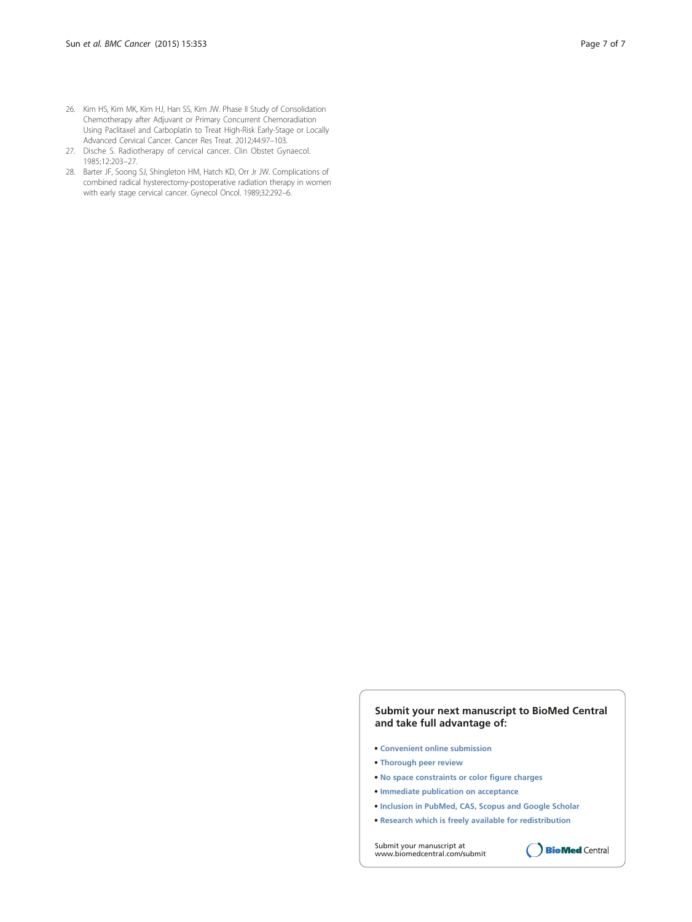26. Kim HS, Kim MK, Kim HJ, Han SS, Kim JW. Phase II Study of Consolidation Chemotherapy after Adjuvant or Primary Concurrent Chemoradiation Using Paclitaxel and Carboplatin to Treat High-Risk Early-Stage or Locally Advanced Cervical Cancer. Cancer Res Treat. 2012;44:97–103.
27. Dische S. Radiotherapy of cervical cancer. Clin Obstet Gynaecol. 1985;12:203–27.
28. Barter JF, Soong SJ, Shingleton HM, Hatch KD, Orr Jr JW. Complications of combined radical hysterectomy-postoperative radiation therapy in women with early stage cervical cancer. Gynecol Oncol. 1989;32:292–6.

**Submit your next manuscript to BioMed Central and take full advantage of:**

- **Convenient online submission**
- **Thorough peer review**
- **No space constraints or color figure charges**
- **Immediate publication on acceptance**
- **Inclusion in PubMed, CAS, Scopus and Google Scholar**
- **Research which is freely available for redistribution**

Submit your manuscript at
www.biomedcentral.com/submit

BioMed Central